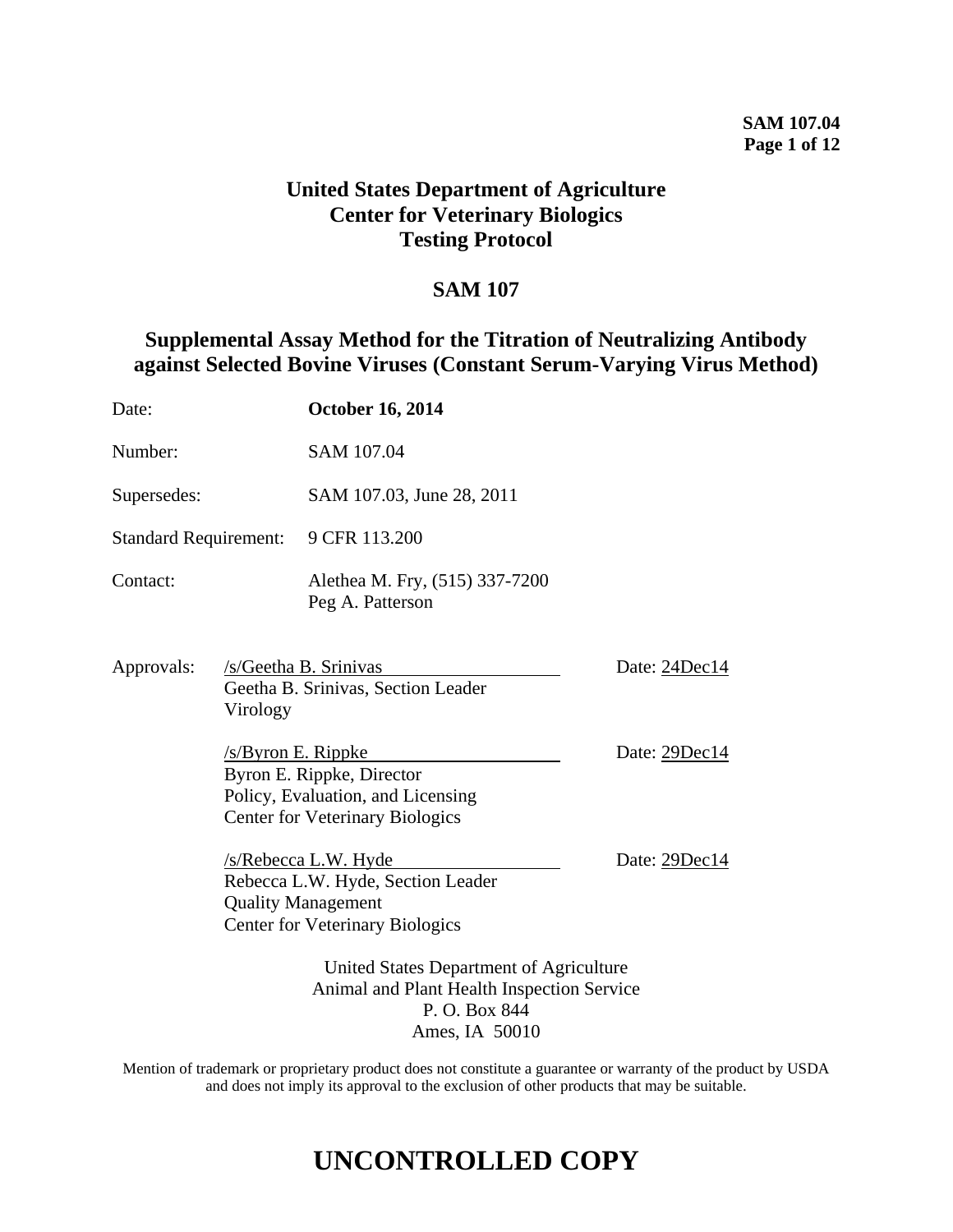# United States Department of Agriculture
# Center for Veterinary Biologics
# Testing Protocol

## SAM 107

## Supplemental Assay Method for the Titration of Neutralizing Antibody against Selected Bovine Viruses (Constant Serum-Varying Virus Method)

| | |
|---|---|
| Date: | **October 16, 2014** |
| Number: | SAM 107.04 |
| Supersedes: | SAM 107.03, June 28, 2011 |
| Standard Requirement: | 9 CFR 113.200 |
| Contact: | Alethea M. Fry, (515) 337-7200<br>Peg A. Patterson |

Approvals:

/s/Geetha B. Srinivas — Date: 24Dec14
Geetha B. Srinivas, Section Leader
Virology

/s/Byron E. Rippke — Date: 29Dec14
Byron E. Rippke, Director
Policy, Evaluation, and Licensing
Center for Veterinary Biologics

/s/Rebecca L.W. Hyde — Date: 29Dec14
Rebecca L.W. Hyde, Section Leader
Quality Management
Center for Veterinary Biologics

United States Department of Agriculture
Animal and Plant Health Inspection Service
P. O. Box 844
Ames, IA 50010

Mention of trademark or proprietary product does not constitute a guarantee or warranty of the product by USDA and does not imply its approval to the exclusion of other products that may be suitable.

# UNCONTROLLED COPY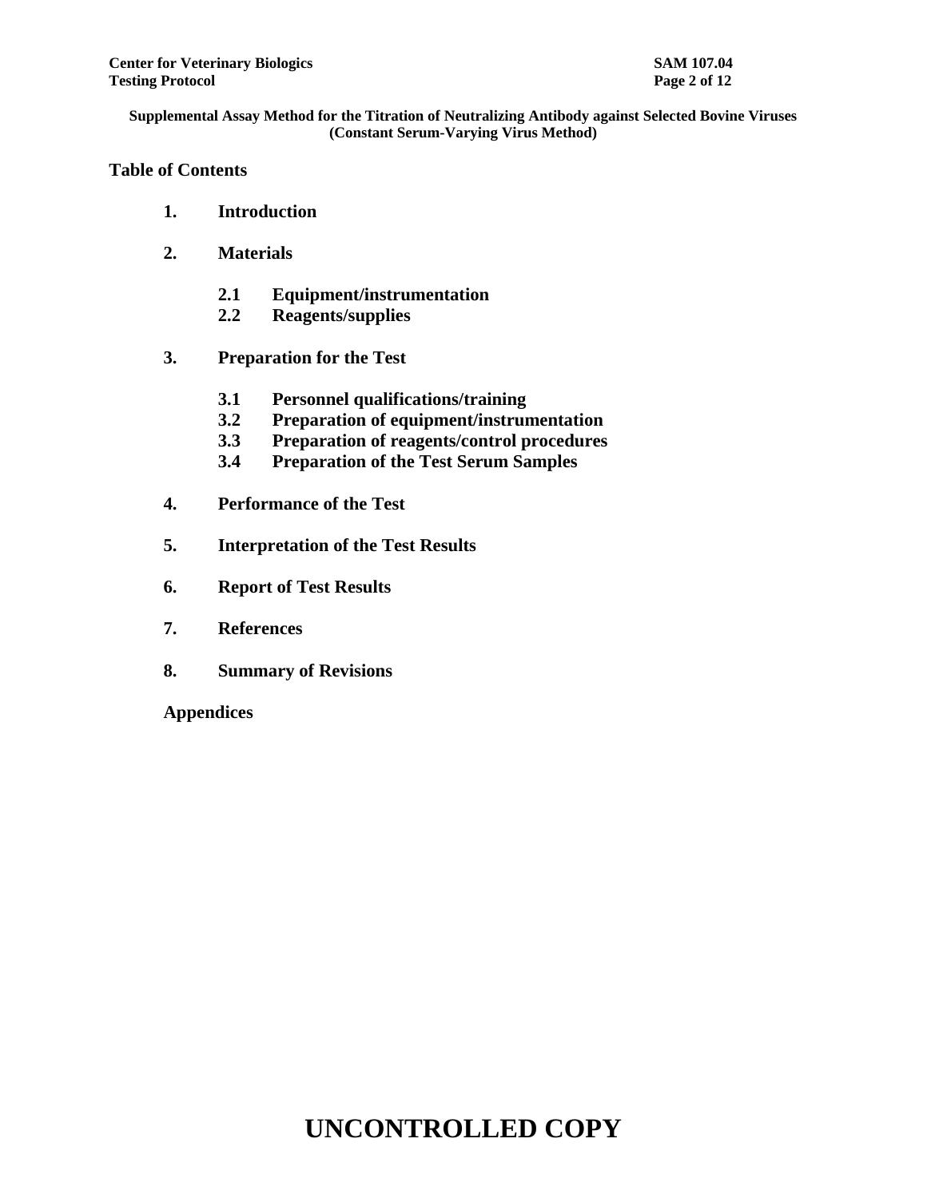## Table of Contents

**1. Introduction**

**2. Materials**

- **2.1 Equipment/instrumentation**
- **2.2 Reagents/supplies**

**3. Preparation for the Test**

- **3.1 Personnel qualifications/training**
- **3.2 Preparation of equipment/instrumentation**
- **3.3 Preparation of reagents/control procedures**
- **3.4 Preparation of the Test Serum Samples**

**4. Performance of the Test**

**5. Interpretation of the Test Results**

**6. Report of Test Results**

**7. References**

**8. Summary of Revisions**

**Appendices**

# UNCONTROLLED COPY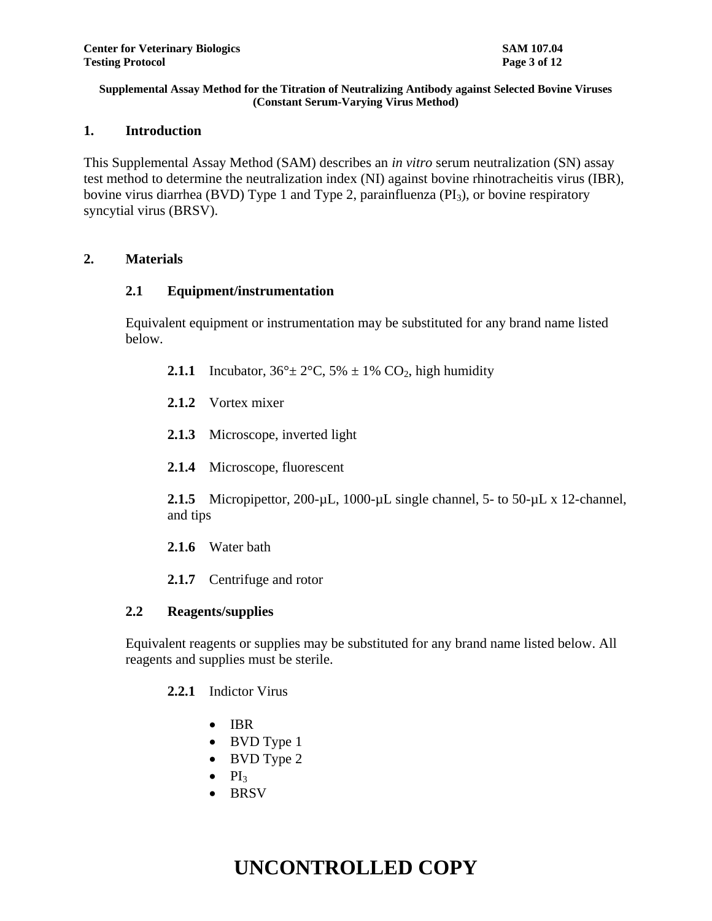**Supplemental Assay Method for the Titration of Neutralizing Antibody against Selected Bovine Viruses (Constant Serum-Varying Virus Method)**

## 1. Introduction

This Supplemental Assay Method (SAM) describes an *in vitro* serum neutralization (SN) assay test method to determine the neutralization index (NI) against bovine rhinotracheitis virus (IBR), bovine virus diarrhea (BVD) Type 1 and Type 2, parainfluenza ($PI_3$), or bovine respiratory syncytial virus (BRSV).

## 2. Materials

### 2.1 Equipment/instrumentation

Equivalent equipment or instrumentation may be substituted for any brand name listed below.

**2.1.1** Incubator, 36°± 2°C, 5% ± 1% $CO_2$, high humidity

**2.1.2** Vortex mixer

**2.1.3** Microscope, inverted light

**2.1.4** Microscope, fluorescent

**2.1.5** Micropipettor, 200-µL, 1000-µL single channel, 5- to 50-µL x 12-channel, and tips

**2.1.6** Water bath

**2.1.7** Centrifuge and rotor

### 2.2 Reagents/supplies

Equivalent reagents or supplies may be substituted for any brand name listed below. All reagents and supplies must be sterile.

**2.2.1** Indictor Virus

- IBR
- BVD Type 1
- BVD Type 2
- $PI_3$
- BRSV

UNCONTROLLED COPY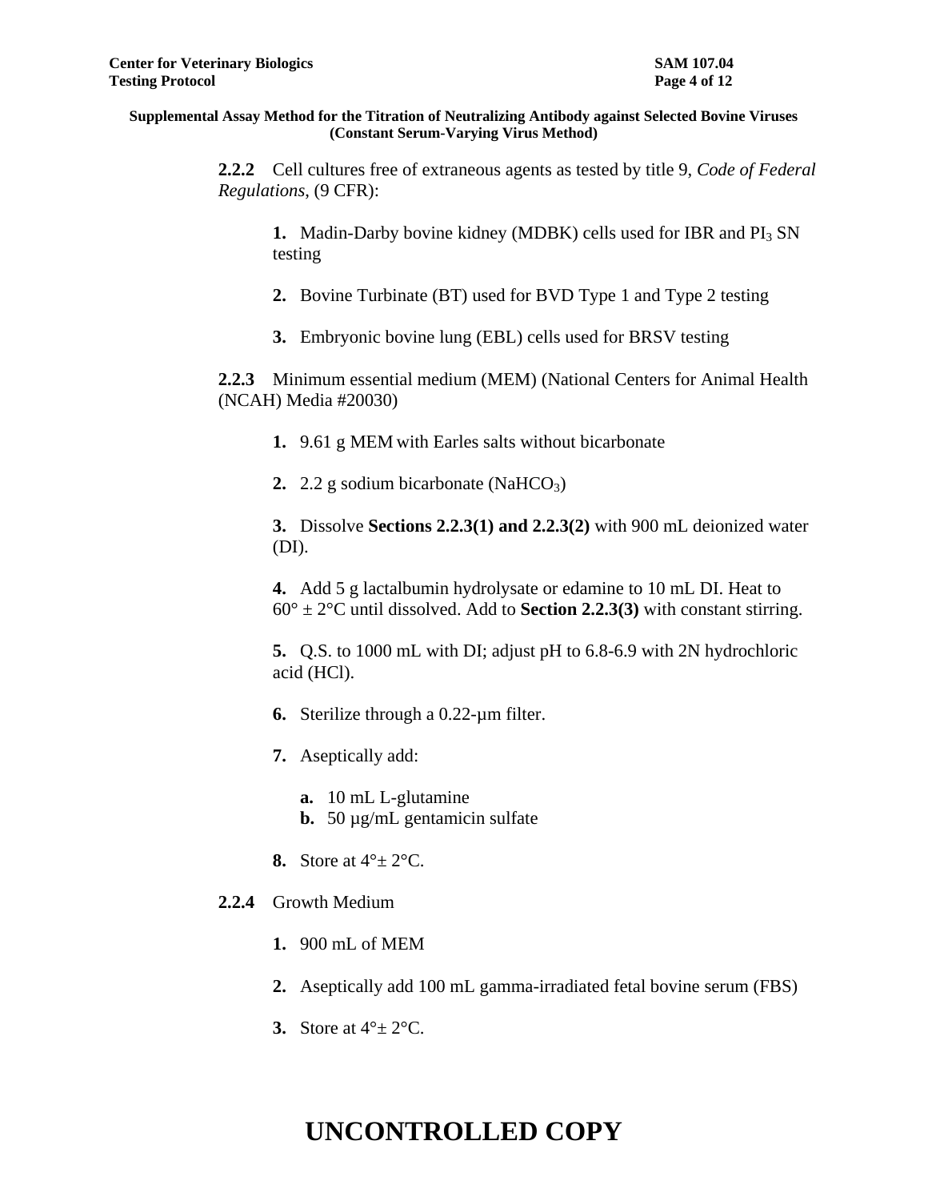**2.2.2** Cell cultures free of extraneous agents as tested by title 9, *Code of Federal Regulations*, (9 CFR):

**1.** Madin-Darby bovine kidney (MDBK) cells used for IBR and $PI_3$ SN testing

**2.** Bovine Turbinate (BT) used for BVD Type 1 and Type 2 testing

**3.** Embryonic bovine lung (EBL) cells used for BRSV testing

**2.2.3** Minimum essential medium (MEM) (National Centers for Animal Health (NCAH) Media #20030)

**1.** 9.61 g MEM with Earles salts without bicarbonate

**2.** 2.2 g sodium bicarbonate ($NaHCO_3$)

**3.** Dissolve **Sections 2.2.3(1) and 2.2.3(2)** with 900 mL deionized water (DI).

**4.** Add 5 g lactalbumin hydrolysate or edamine to 10 mL DI. Heat to 60° ± 2°C until dissolved. Add to **Section 2.2.3(3)** with constant stirring.

**5.** Q.S. to 1000 mL with DI; adjust pH to 6.8-6.9 with 2N hydrochloric acid (HCl).

**6.** Sterilize through a 0.22-µm filter.

**7.** Aseptically add:

**a.** 10 mL L-glutamine
**b.** 50 µg/mL gentamicin sulfate

**8.** Store at 4°± 2°C.

**2.2.4** Growth Medium

**1.** 900 mL of MEM

**2.** Aseptically add 100 mL gamma-irradiated fetal bovine serum (FBS)

**3.** Store at 4°± 2°C.

**UNCONTROLLED COPY**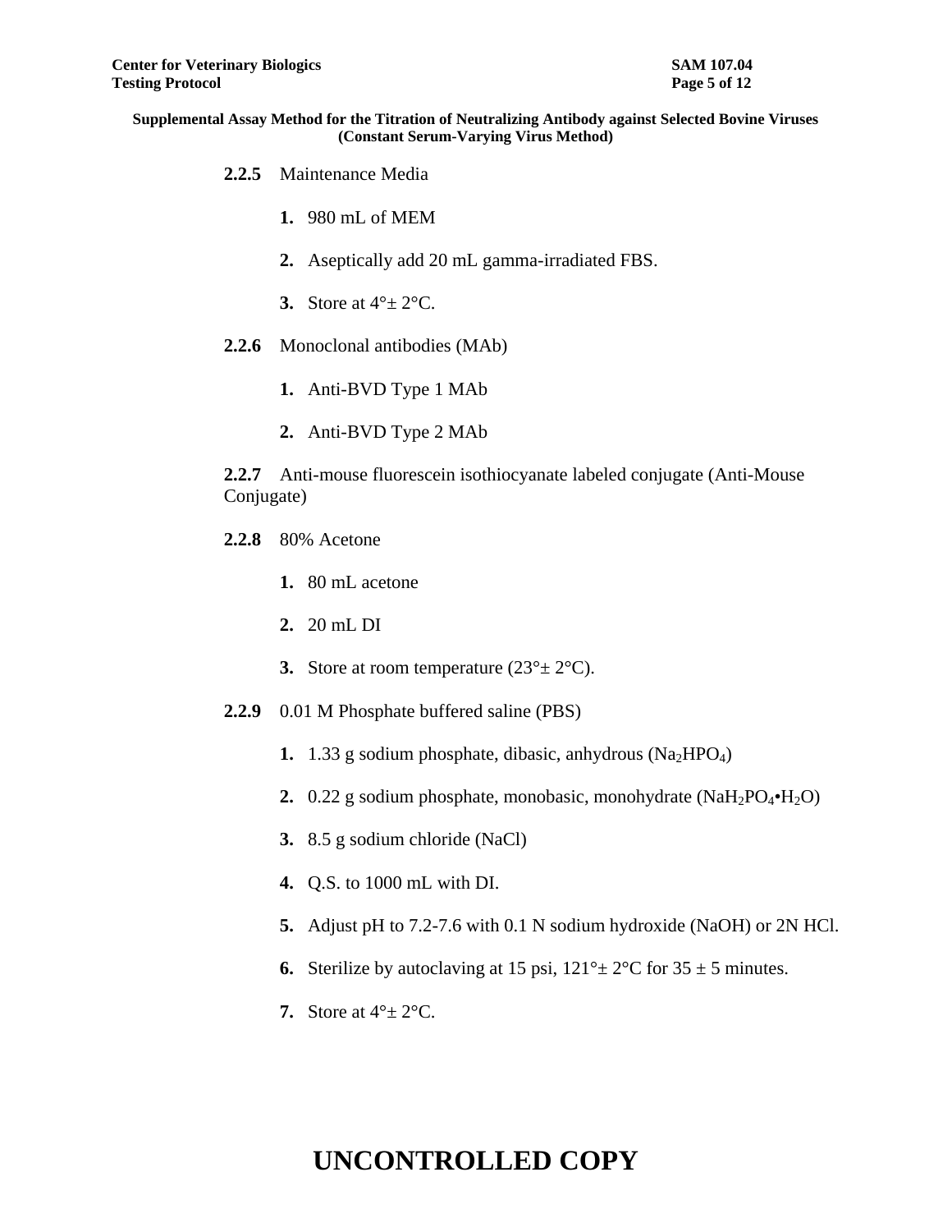**2.2.5** Maintenance Media

1. 980 mL of MEM
2. Aseptically add 20 mL gamma-irradiated FBS.
3. Store at 4°± 2°C.

**2.2.6** Monoclonal antibodies (MAb)

1. Anti-BVD Type 1 MAb
2. Anti-BVD Type 2 MAb

**2.2.7** Anti-mouse fluorescein isothiocyanate labeled conjugate (Anti-Mouse Conjugate)

**2.2.8** 80% Acetone

1. 80 mL acetone
2. 20 mL DI
3. Store at room temperature (23°± 2°C).

**2.2.9** 0.01 M Phosphate buffered saline (PBS)

1. 1.33 g sodium phosphate, dibasic, anhydrous ($Na_2HPO_4$)
2. 0.22 g sodium phosphate, monobasic, monohydrate ($NaH_2PO_4 \cdot H_2O$)
3. 8.5 g sodium chloride (NaCl)
4. Q.S. to 1000 mL with DI.
5. Adjust pH to 7.2-7.6 with 0.1 N sodium hydroxide (NaOH) or 2N HCl.
6. Sterilize by autoclaving at 15 psi, 121°± 2°C for 35 ± 5 minutes.
7. Store at 4°± 2°C.

**UNCONTROLLED COPY**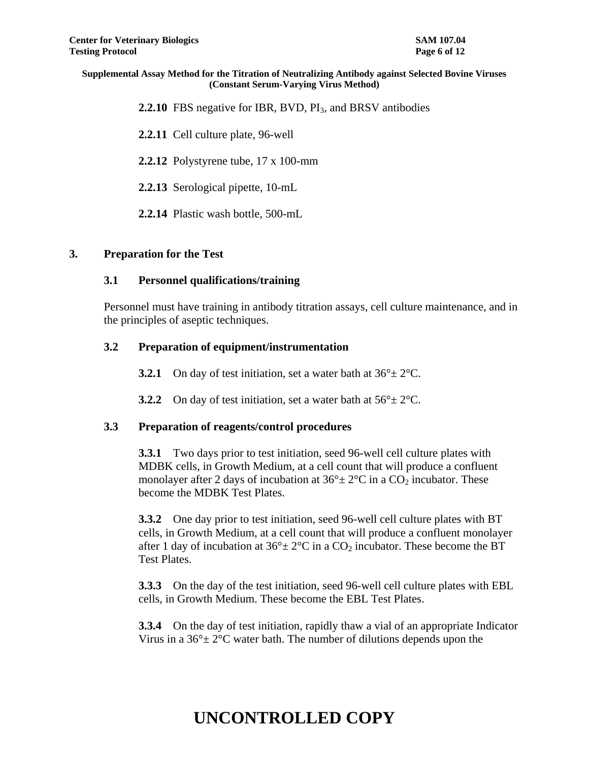**2.2.10** FBS negative for IBR, BVD, $PI_3$, and BRSV antibodies

**2.2.11** Cell culture plate, 96-well

**2.2.12** Polystyrene tube, 17 x 100-mm

**2.2.13** Serological pipette, 10-mL

**2.2.14** Plastic wash bottle, 500-mL

## 3. Preparation for the Test

### 3.1 Personnel qualifications/training

Personnel must have training in antibody titration assays, cell culture maintenance, and in the principles of aseptic techniques.

### 3.2 Preparation of equipment/instrumentation

**3.2.1** On day of test initiation, set a water bath at 36°± 2°C.

**3.2.2** On day of test initiation, set a water bath at 56°± 2°C.

### 3.3 Preparation of reagents/control procedures

**3.3.1** Two days prior to test initiation, seed 96-well cell culture plates with MDBK cells, in Growth Medium, at a cell count that will produce a confluent monolayer after 2 days of incubation at 36°± 2°C in a $CO_2$ incubator. These become the MDBK Test Plates.

**3.3.2** One day prior to test initiation, seed 96-well cell culture plates with BT cells, in Growth Medium, at a cell count that will produce a confluent monolayer after 1 day of incubation at 36°± 2°C in a $CO_2$ incubator. These become the BT Test Plates.

**3.3.3** On the day of the test initiation, seed 96-well cell culture plates with EBL cells, in Growth Medium. These become the EBL Test Plates.

**3.3.4** On the day of test initiation, rapidly thaw a vial of an appropriate Indicator Virus in a 36°± 2°C water bath. The number of dilutions depends upon the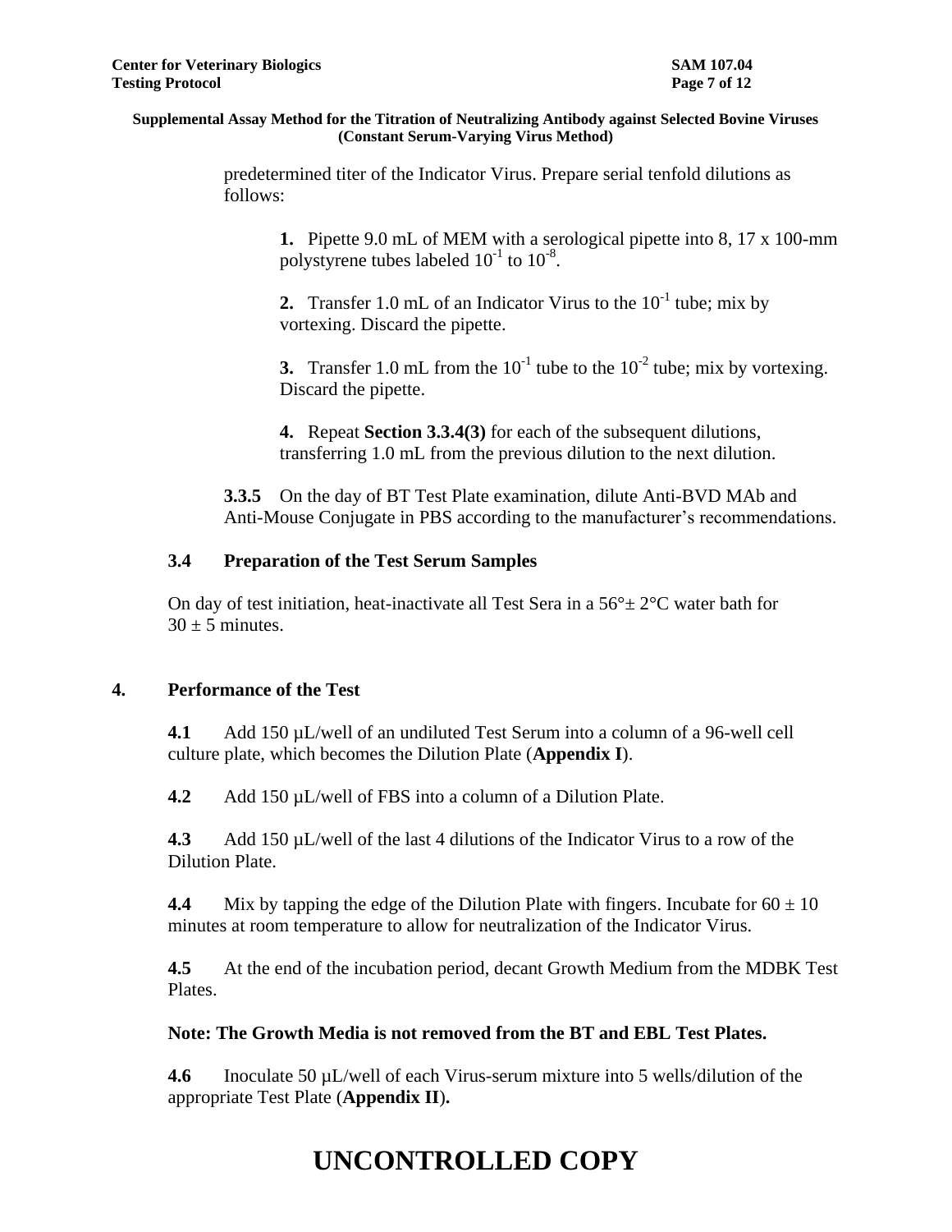predetermined titer of the Indicator Virus. Prepare serial tenfold dilutions as follows:

**1.** Pipette 9.0 mL of MEM with a serological pipette into 8, 17 x 100-mm polystyrene tubes labeled $10^{-1}$ to $10^{-8}$.

**2.** Transfer 1.0 mL of an Indicator Virus to the $10^{-1}$ tube; mix by vortexing. Discard the pipette.

**3.** Transfer 1.0 mL from the $10^{-1}$ tube to the $10^{-2}$ tube; mix by vortexing. Discard the pipette.

**4.** Repeat **Section 3.3.4(3)** for each of the subsequent dilutions, transferring 1.0 mL from the previous dilution to the next dilution.

**3.3.5** On the day of BT Test Plate examination, dilute Anti-BVD MAb and Anti-Mouse Conjugate in PBS according to the manufacturer's recommendations.

### 3.4 Preparation of the Test Serum Samples

On day of test initiation, heat-inactivate all Test Sera in a 56°± 2°C water bath for 30 ± 5 minutes.

## 4. Performance of the Test

**4.1** Add 150 µL/well of an undiluted Test Serum into a column of a 96-well cell culture plate, which becomes the Dilution Plate (**Appendix I**).

**4.2** Add 150 µL/well of FBS into a column of a Dilution Plate.

**4.3** Add 150 µL/well of the last 4 dilutions of the Indicator Virus to a row of the Dilution Plate.

**4.4** Mix by tapping the edge of the Dilution Plate with fingers. Incubate for 60 ± 10 minutes at room temperature to allow for neutralization of the Indicator Virus.

**4.5** At the end of the incubation period, decant Growth Medium from the MDBK Test Plates.

**Note: The Growth Media is not removed from the BT and EBL Test Plates.**

**4.6** Inoculate 50 µL/well of each Virus-serum mixture into 5 wells/dilution of the appropriate Test Plate (**Appendix II**)**.**

# UNCONTROLLED COPY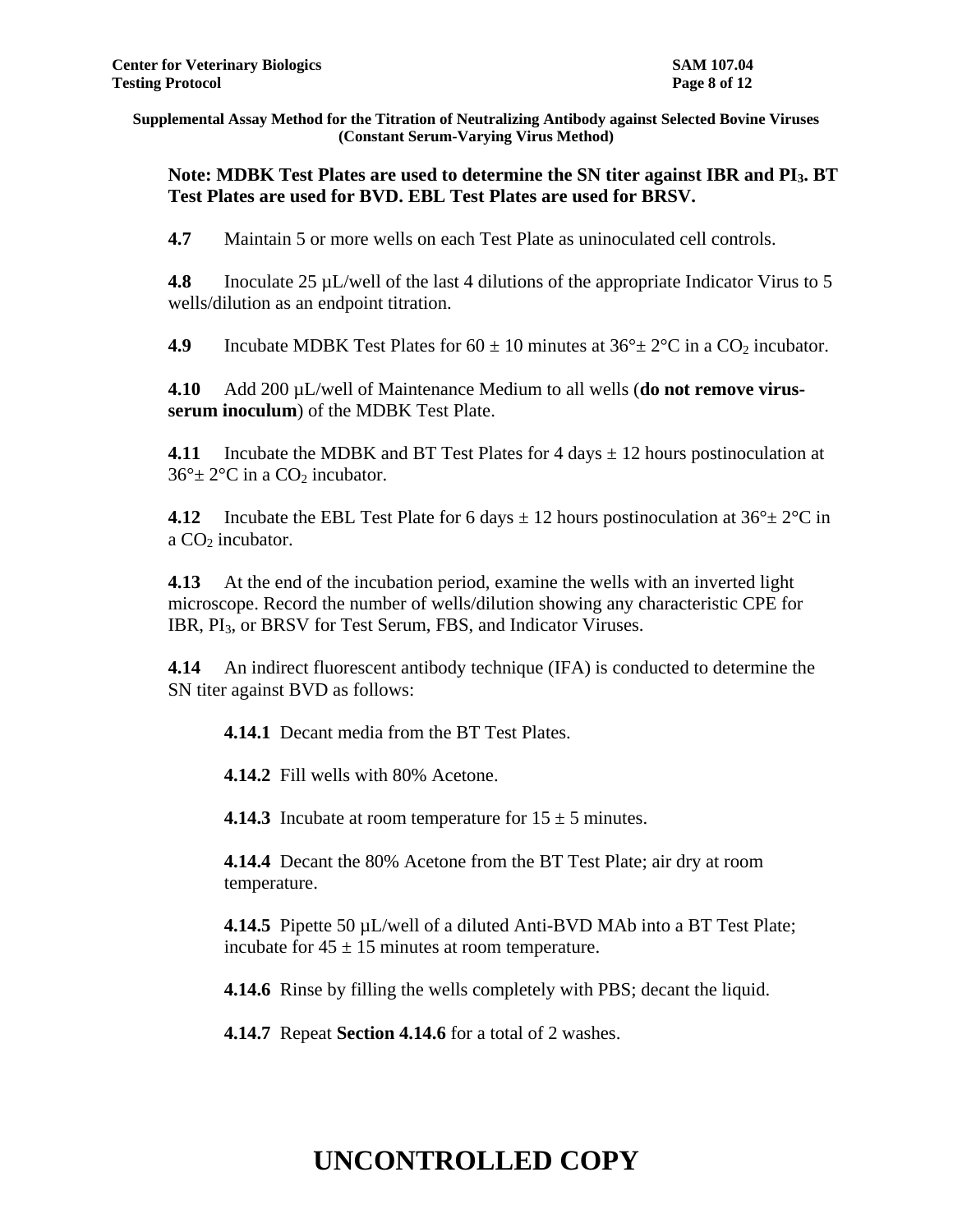**Note: MDBK Test Plates are used to determine the SN titer against IBR and $PI_3$. BT Test Plates are used for BVD. EBL Test Plates are used for BRSV.**

**4.7** Maintain 5 or more wells on each Test Plate as uninoculated cell controls.

**4.8** Inoculate 25 µL/well of the last 4 dilutions of the appropriate Indicator Virus to 5 wells/dilution as an endpoint titration.

**4.9** Incubate MDBK Test Plates for 60 ± 10 minutes at 36°± 2°C in a $CO_2$ incubator.

**4.10** Add 200 µL/well of Maintenance Medium to all wells (**do not remove virus-serum inoculum**) of the MDBK Test Plate.

**4.11** Incubate the MDBK and BT Test Plates for 4 days ± 12 hours postinoculation at 36°± 2°C in a $CO_2$ incubator.

**4.12** Incubate the EBL Test Plate for 6 days ± 12 hours postinoculation at 36°± 2°C in a $CO_2$ incubator.

**4.13** At the end of the incubation period, examine the wells with an inverted light microscope. Record the number of wells/dilution showing any characteristic CPE for IBR, $PI_3$, or BRSV for Test Serum, FBS, and Indicator Viruses.

**4.14** An indirect fluorescent antibody technique (IFA) is conducted to determine the SN titer against BVD as follows:

> **4.14.1** Decant media from the BT Test Plates.
>
> **4.14.2** Fill wells with 80% Acetone.
>
> **4.14.3** Incubate at room temperature for 15 ± 5 minutes.
>
> **4.14.4** Decant the 80% Acetone from the BT Test Plate; air dry at room temperature.
>
> **4.14.5** Pipette 50 µL/well of a diluted Anti-BVD MAb into a BT Test Plate; incubate for 45 ± 15 minutes at room temperature.
>
> **4.14.6** Rinse by filling the wells completely with PBS; decant the liquid.
>
> **4.14.7** Repeat **Section 4.14.6** for a total of 2 washes.

**UNCONTROLLED COPY**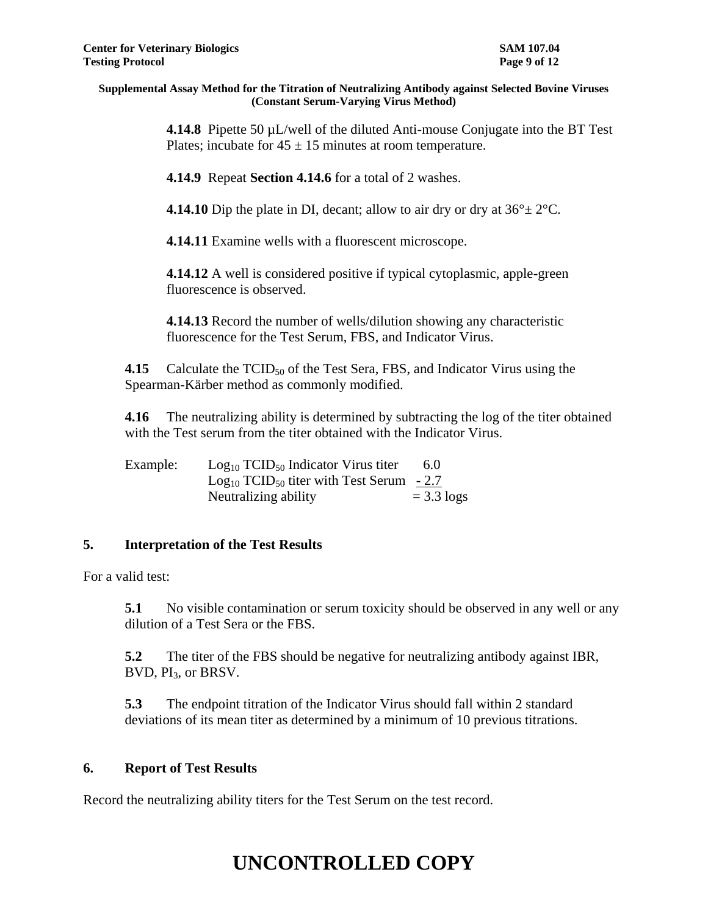**4.14.8** Pipette 50 µL/well of the diluted Anti-mouse Conjugate into the BT Test Plates; incubate for 45 ± 15 minutes at room temperature.

**4.14.9** Repeat **Section 4.14.6** for a total of 2 washes.

**4.14.10** Dip the plate in DI, decant; allow to air dry or dry at 36°± 2°C.

**4.14.11** Examine wells with a fluorescent microscope.

**4.14.12** A well is considered positive if typical cytoplasmic, apple-green fluorescence is observed.

**4.14.13** Record the number of wells/dilution showing any characteristic fluorescence for the Test Serum, FBS, and Indicator Virus.

**4.15** Calculate the $TCID_{50}$ of the Test Sera, FBS, and Indicator Virus using the Spearman-Kärber method as commonly modified.

**4.16** The neutralizing ability is determined by subtracting the log of the titer obtained with the Test serum from the titer obtained with the Indicator Virus.

Example:

| | | |
|---|---|---|
| | $Log_{10}$ $TCID_{50}$ Indicator Virus titer | 6.0 |
| | $Log_{10}$ $TCID_{50}$ titer with Test Serum | - 2.7 |
| | Neutralizing ability | = 3.3 logs |

## 5. Interpretation of the Test Results

For a valid test:

**5.1** No visible contamination or serum toxicity should be observed in any well or any dilution of a Test Sera or the FBS.

**5.2** The titer of the FBS should be negative for neutralizing antibody against IBR, BVD, $PI_3$, or BRSV.

**5.3** The endpoint titration of the Indicator Virus should fall within 2 standard deviations of its mean titer as determined by a minimum of 10 previous titrations.

## 6. Report of Test Results

Record the neutralizing ability titers for the Test Serum on the test record.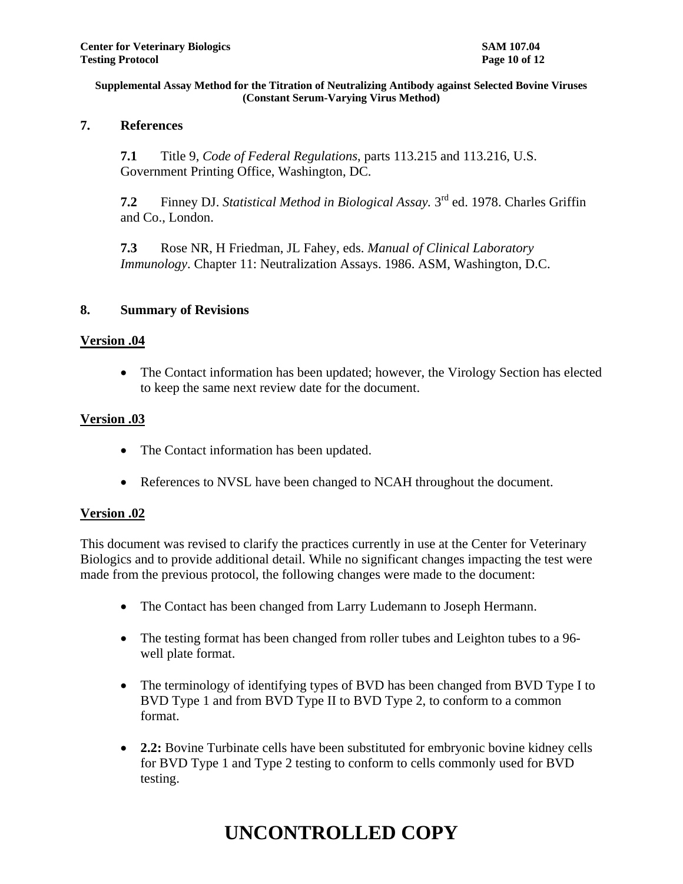## 7. References

**7.1** Title 9, *Code of Federal Regulations*, parts 113.215 and 113.216, U.S. Government Printing Office, Washington, DC.

**7.2** Finney DJ. *Statistical Method in Biological Assay.* 3rd ed. 1978. Charles Griffin and Co., London.

**7.3** Rose NR, H Friedman, JL Fahey, eds. *Manual of Clinical Laboratory Immunology*. Chapter 11: Neutralization Assays. 1986. ASM, Washington, D.C.

## 8. Summary of Revisions

**Version .04**

- The Contact information has been updated; however, the Virology Section has elected to keep the same next review date for the document.

**Version .03**

- The Contact information has been updated.
- References to NVSL have been changed to NCAH throughout the document.

**Version .02**

This document was revised to clarify the practices currently in use at the Center for Veterinary Biologics and to provide additional detail. While no significant changes impacting the test were made from the previous protocol, the following changes were made to the document:

- The Contact has been changed from Larry Ludemann to Joseph Hermann.
- The testing format has been changed from roller tubes and Leighton tubes to a 96-well plate format.
- The terminology of identifying types of BVD has been changed from BVD Type I to BVD Type 1 and from BVD Type II to BVD Type 2, to conform to a common format.
- **2.2:** Bovine Turbinate cells have been substituted for embryonic bovine kidney cells for BVD Type 1 and Type 2 testing to conform to cells commonly used for BVD testing.

# UNCONTROLLED COPY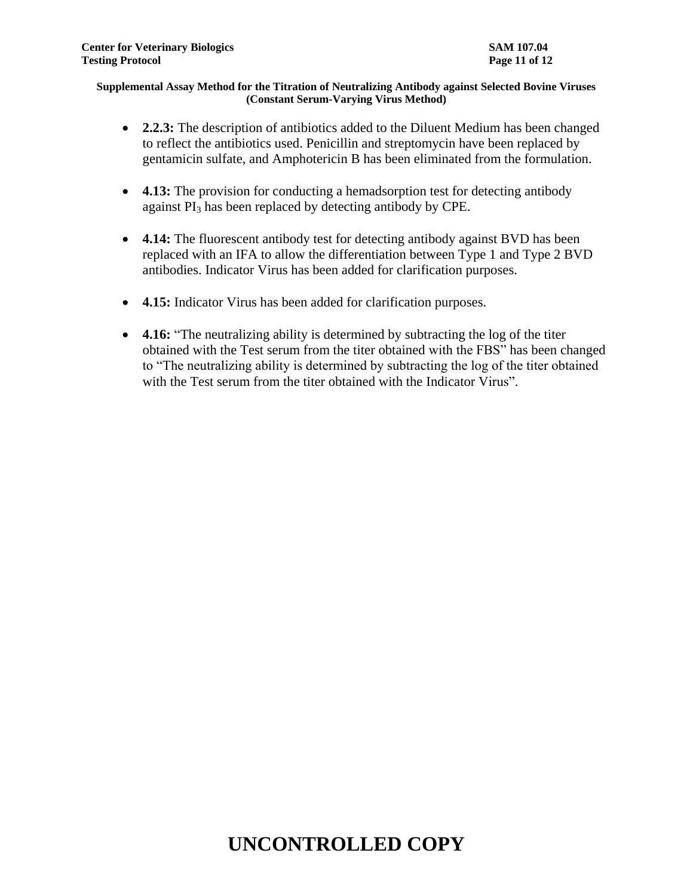- **2.2.3:** The description of antibiotics added to the Diluent Medium has been changed to reflect the antibiotics used. Penicillin and streptomycin have been replaced by gentamicin sulfate, and Amphotericin B has been eliminated from the formulation.

- **4.13:** The provision for conducting a hemadsorption test for detecting antibody against $PI_3$ has been replaced by detecting antibody by CPE.

- **4.14:** The fluorescent antibody test for detecting antibody against BVD has been replaced with an IFA to allow the differentiation between Type 1 and Type 2 BVD antibodies. Indicator Virus has been added for clarification purposes.

- **4.15:** Indicator Virus has been added for clarification purposes.

- **4.16:** "The neutralizing ability is determined by subtracting the log of the titer obtained with the Test serum from the titer obtained with the FBS" has been changed to "The neutralizing ability is determined by subtracting the log of the titer obtained with the Test serum from the titer obtained with the Indicator Virus".

**UNCONTROLLED COPY**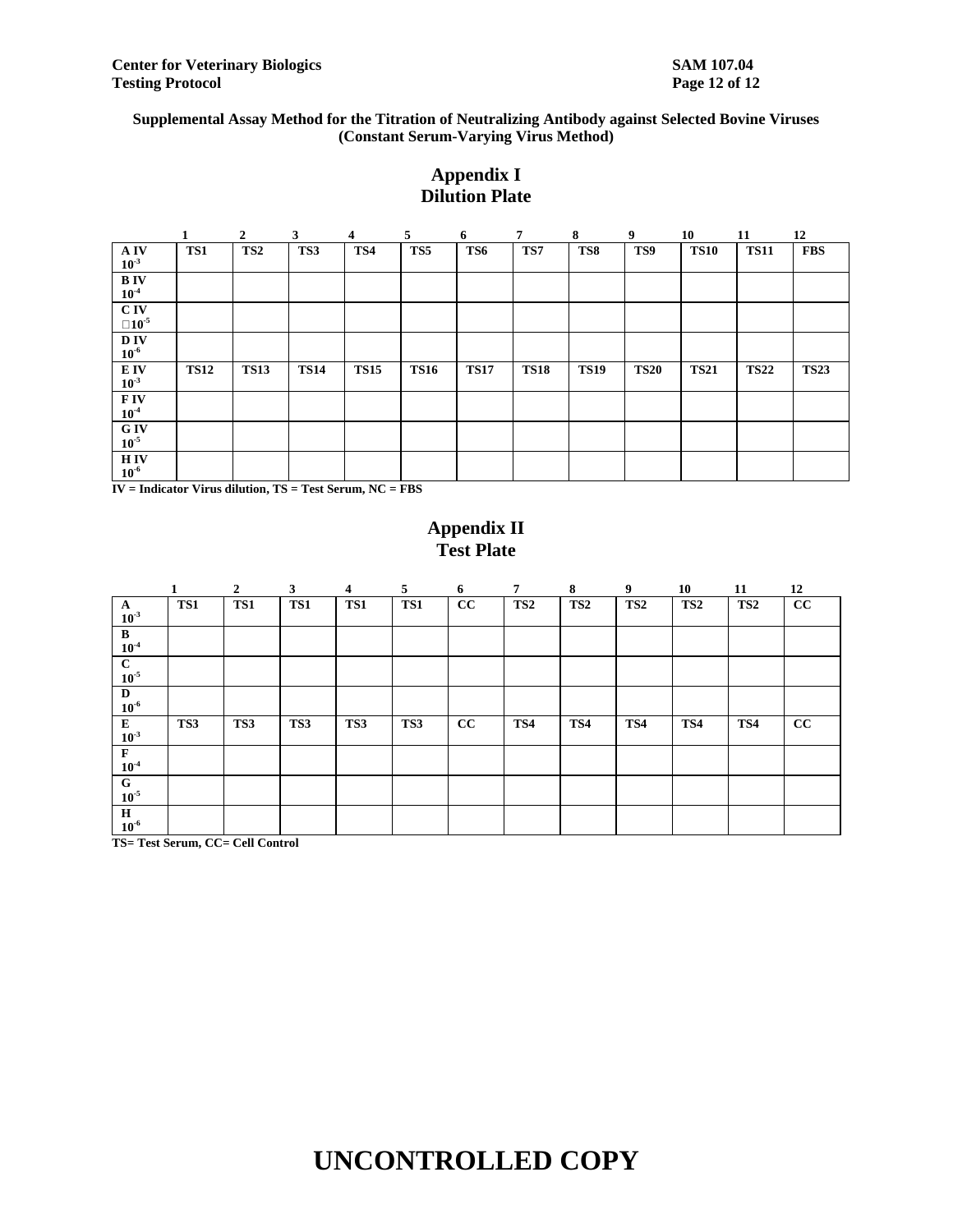**Supplemental Assay Method for the Titration of Neutralizing Antibody against Selected Bovine Viruses (Constant Serum-Varying Virus Method)**

## Appendix I
## Dilution Plate

| | 1 | 2 | 3 | 4 | 5 | 6 | 7 | 8 | 9 | 10 | 11 | 12 |
|---|---|---|---|---|---|---|---|---|---|---|---|---|
| **A IV $10^{-3}$** | **TS1** | **TS2** | **TS3** | **TS4** | **TS5** | **TS6** | **TS7** | **TS8** | **TS9** | **TS10** | **TS11** | **FBS** |
| **B IV $10^{-4}$** | | | | | | | | | | | | |
| **C IV □$10^{-5}$** | | | | | | | | | | | | |
| **D IV $10^{-6}$** | | | | | | | | | | | | |
| **E IV $10^{-3}$** | **TS12** | **TS13** | **TS14** | **TS15** | **TS16** | **TS17** | **TS18** | **TS19** | **TS20** | **TS21** | **TS22** | **TS23** |
| **F IV $10^{-4}$** | | | | | | | | | | | | |
| **G IV $10^{-5}$** | | | | | | | | | | | | |
| **H IV $10^{-6}$** | | | | | | | | | | | | |

**IV = Indicator Virus dilution, TS = Test Serum, NC = FBS**

## Appendix II
## Test Plate

| | 1 | 2 | 3 | 4 | 5 | 6 | 7 | 8 | 9 | 10 | 11 | 12 |
|---|---|---|---|---|---|---|---|---|---|---|---|---|
| **A $10^{-3}$** | **TS1** | **TS1** | **TS1** | **TS1** | **TS1** | **CC** | **TS2** | **TS2** | **TS2** | **TS2** | **TS2** | **CC** |
| **B $10^{-4}$** | | | | | | | | | | | | |
| **C $10^{-5}$** | | | | | | | | | | | | |
| **D $10^{-6}$** | | | | | | | | | | | | |
| **E $10^{-3}$** | **TS3** | **TS3** | **TS3** | **TS3** | **TS3** | **CC** | **TS4** | **TS4** | **TS4** | **TS4** | **TS4** | **CC** |
| **F $10^{-4}$** | | | | | | | | | | | | |
| **G $10^{-5}$** | | | | | | | | | | | | |
| **H $10^{-6}$** | | | | | | | | | | | | |

**TS= Test Serum, CC= Cell Control**

# UNCONTROLLED COPY